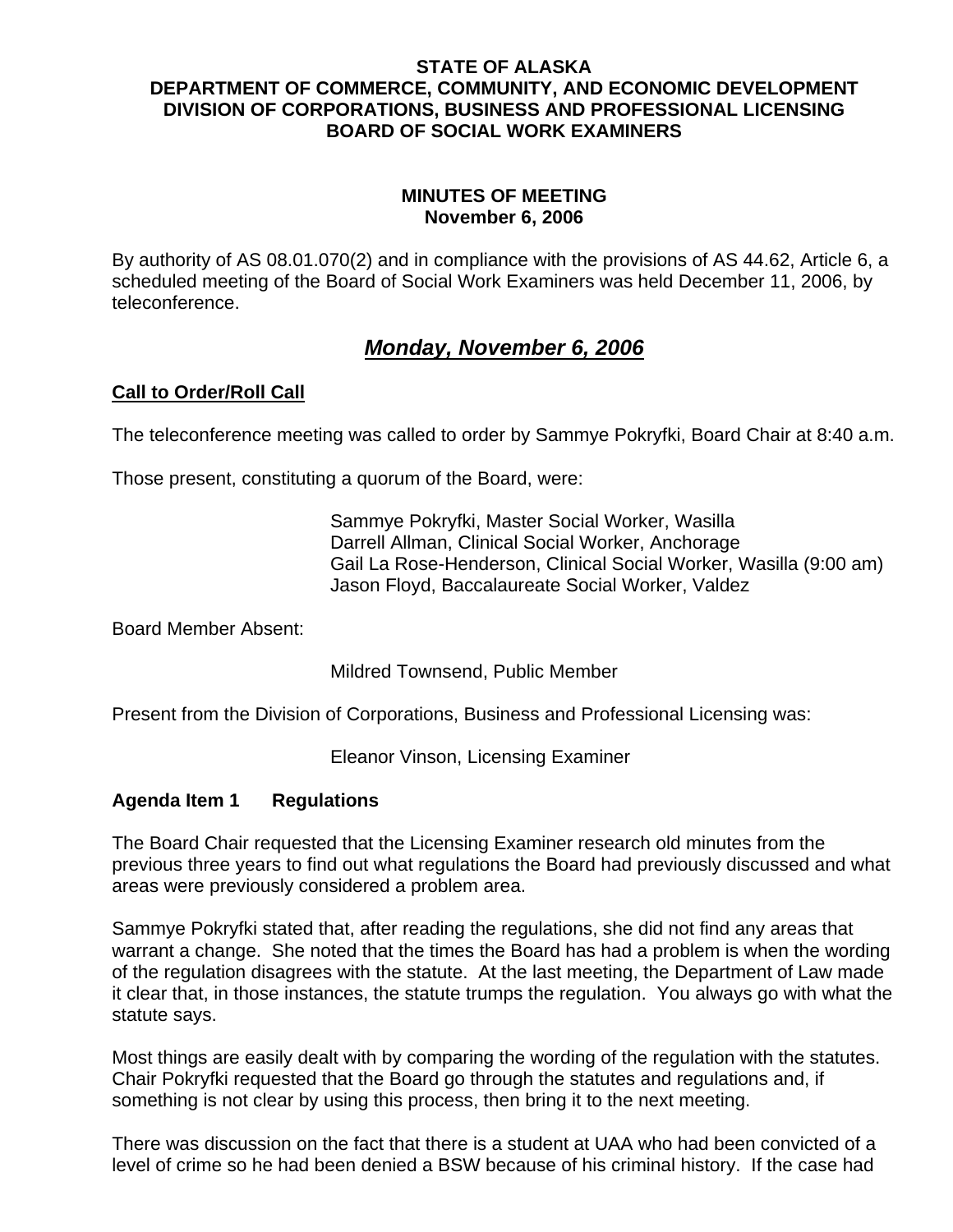**STATE OF ALASKA**
**DEPARTMENT OF COMMERCE, COMMUNITY, AND ECONOMIC DEVELOPMENT**
**DIVISION OF CORPORATIONS, BUSINESS AND PROFESSIONAL LICENSING**
**BOARD OF SOCIAL WORK EXAMINERS**

**MINUTES OF MEETING**
**November 6, 2006**

By authority of AS 08.01.070(2) and in compliance with the provisions of AS 44.62, Article 6, a scheduled meeting of the Board of Social Work Examiners was held December 11, 2006, by teleconference.

## ***Monday, November 6, 2006***

**Call to Order/Roll Call**

The teleconference meeting was called to order by Sammye Pokryfki, Board Chair at 8:40 a.m.

Those present, constituting a quorum of the Board, were:

Sammye Pokryfki, Master Social Worker, Wasilla
Darrell Allman, Clinical Social Worker, Anchorage
Gail La Rose-Henderson, Clinical Social Worker, Wasilla (9:00 am)
Jason Floyd, Baccalaureate Social Worker, Valdez

Board Member Absent:

Mildred Townsend, Public Member

Present from the Division of Corporations, Business and Professional Licensing was:

Eleanor Vinson, Licensing Examiner

### Agenda Item 1 Regulations

The Board Chair requested that the Licensing Examiner research old minutes from the previous three years to find out what regulations the Board had previously discussed and what areas were previously considered a problem area.

Sammye Pokryfki stated that, after reading the regulations, she did not find any areas that warrant a change. She noted that the times the Board has had a problem is when the wording of the regulation disagrees with the statute. At the last meeting, the Department of Law made it clear that, in those instances, the statute trumps the regulation. You always go with what the statute says.

Most things are easily dealt with by comparing the wording of the regulation with the statutes. Chair Pokryfki requested that the Board go through the statutes and regulations and, if something is not clear by using this process, then bring it to the next meeting.

There was discussion on the fact that there is a student at UAA who had been convicted of a level of crime so he had been denied a BSW because of his criminal history. If the case had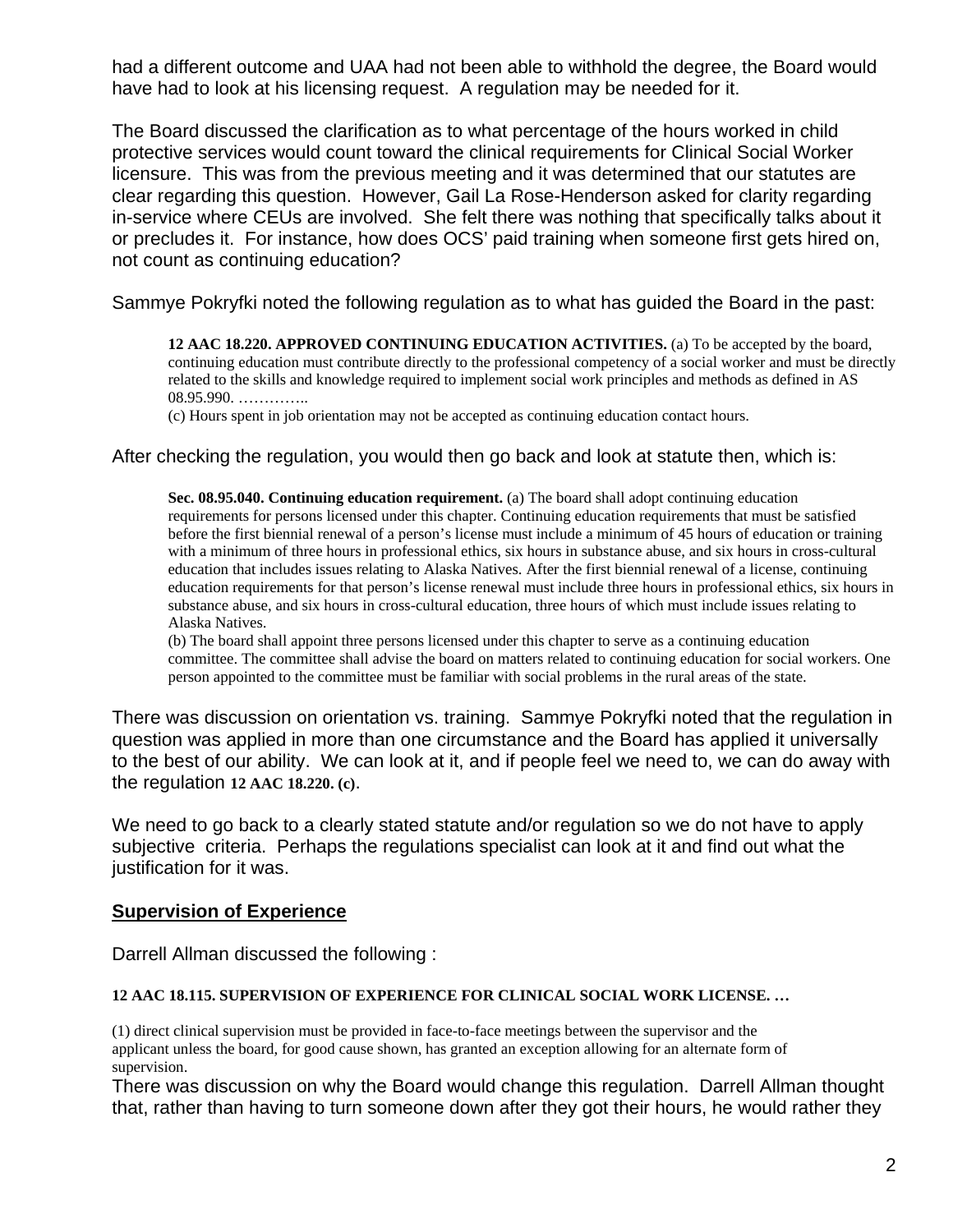had a different outcome and UAA had not been able to withhold the degree, the Board would have had to look at his licensing request. A regulation may be needed for it.

The Board discussed the clarification as to what percentage of the hours worked in child protective services would count toward the clinical requirements for Clinical Social Worker licensure. This was from the previous meeting and it was determined that our statutes are clear regarding this question. However, Gail La Rose-Henderson asked for clarity regarding in-service where CEUs are involved. She felt there was nothing that specifically talks about it or precludes it. For instance, how does OCS' paid training when someone first gets hired on, not count as continuing education?

Sammye Pokryfki noted the following regulation as to what has guided the Board in the past:

> **12 AAC 18.220. APPROVED CONTINUING EDUCATION ACTIVITIES.** (a) To be accepted by the board, continuing education must contribute directly to the professional competency of a social worker and must be directly related to the skills and knowledge required to implement social work principles and methods as defined in AS 08.95.990. …………..
>
> (c) Hours spent in job orientation may not be accepted as continuing education contact hours.

After checking the regulation, you would then go back and look at statute then, which is:

> **Sec. 08.95.040. Continuing education requirement.** (a) The board shall adopt continuing education requirements for persons licensed under this chapter. Continuing education requirements that must be satisfied before the first biennial renewal of a person's license must include a minimum of 45 hours of education or training with a minimum of three hours in professional ethics, six hours in substance abuse, and six hours in cross-cultural education that includes issues relating to Alaska Natives. After the first biennial renewal of a license, continuing education requirements for that person's license renewal must include three hours in professional ethics, six hours in substance abuse, and six hours in cross-cultural education, three hours of which must include issues relating to Alaska Natives.
>
> (b) The board shall appoint three persons licensed under this chapter to serve as a continuing education committee. The committee shall advise the board on matters related to continuing education for social workers. One person appointed to the committee must be familiar with social problems in the rural areas of the state.

There was discussion on orientation vs. training. Sammye Pokryfki noted that the regulation in question was applied in more than one circumstance and the Board has applied it universally to the best of our ability. We can look at it, and if people feel we need to, we can do away with the regulation **12 AAC 18.220. (c)**.

We need to go back to a clearly stated statute and/or regulation so we do not have to apply subjective criteria. Perhaps the regulations specialist can look at it and find out what the justification for it was.

## Supervision of Experience

Darrell Allman discussed the following :

> **12 AAC 18.115. SUPERVISION OF EXPERIENCE FOR CLINICAL SOCIAL WORK LICENSE. …**
>
> (1) direct clinical supervision must be provided in face-to-face meetings between the supervisor and the applicant unless the board, for good cause shown, has granted an exception allowing for an alternate form of supervision.

There was discussion on why the Board would change this regulation. Darrell Allman thought that, rather than having to turn someone down after they got their hours, he would rather they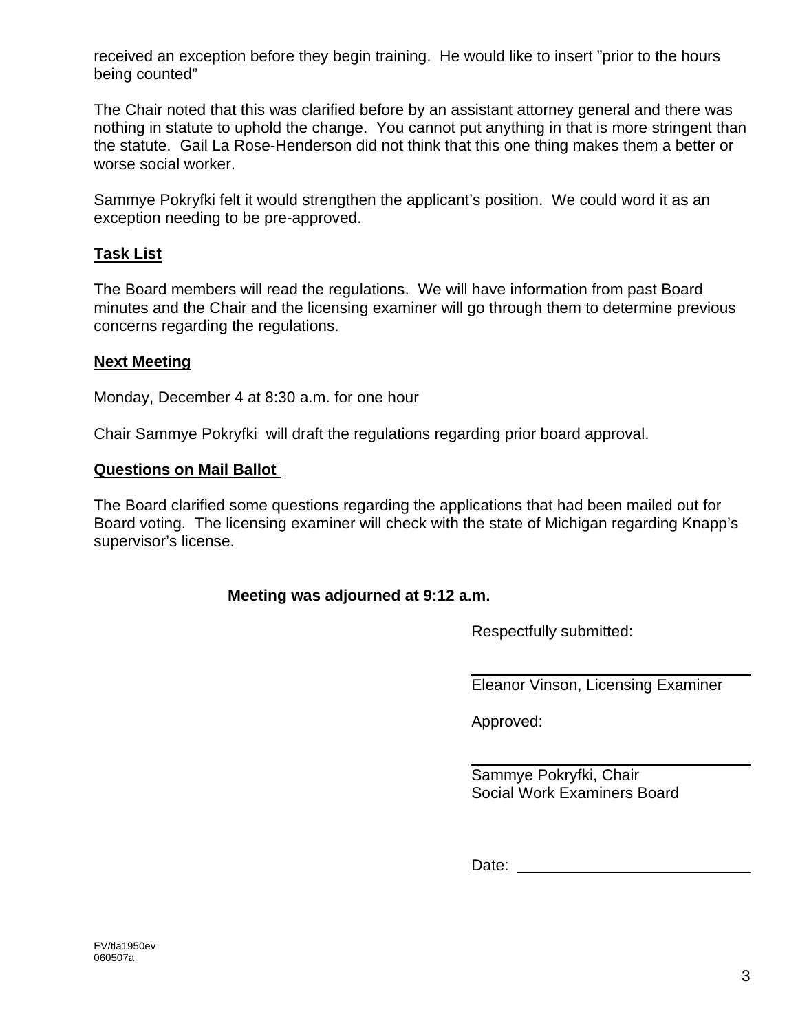received an exception before they begin training. He would like to insert "prior to the hours being counted"

The Chair noted that this was clarified before by an assistant attorney general and there was nothing in statute to uphold the change. You cannot put anything in that is more stringent than the statute. Gail La Rose-Henderson did not think that this one thing makes them a better or worse social worker.

Sammye Pokryfki felt it would strengthen the applicant's position. We could word it as an exception needing to be pre-approved.

**Task List**

The Board members will read the regulations. We will have information from past Board minutes and the Chair and the licensing examiner will go through them to determine previous concerns regarding the regulations.

**Next Meeting**

Monday, December 4 at 8:30 a.m. for one hour

Chair Sammye Pokryfki will draft the regulations regarding prior board approval.

**Questions on Mail Ballot**

The Board clarified some questions regarding the applications that had been mailed out for Board voting. The licensing examiner will check with the state of Michigan regarding Knapp's supervisor's license.

**Meeting was adjourned at 9:12 a.m.**

Respectfully submitted:

\_\_\_\_\_\_\_\_\_\_\_\_\_\_\_\_\_\_\_\_\_\_\_\_\_\_\_\_\_\_
Eleanor Vinson, Licensing Examiner

Approved:

\_\_\_\_\_\_\_\_\_\_\_\_\_\_\_\_\_\_\_\_\_\_\_\_\_\_\_\_\_\_
Sammye Pokryfki, Chair
Social Work Examiners Board

Date: \_\_\_\_\_\_\_\_\_\_\_\_\_\_\_\_\_\_\_\_\_\_\_\_\_

EV/tla1950ev
060507a